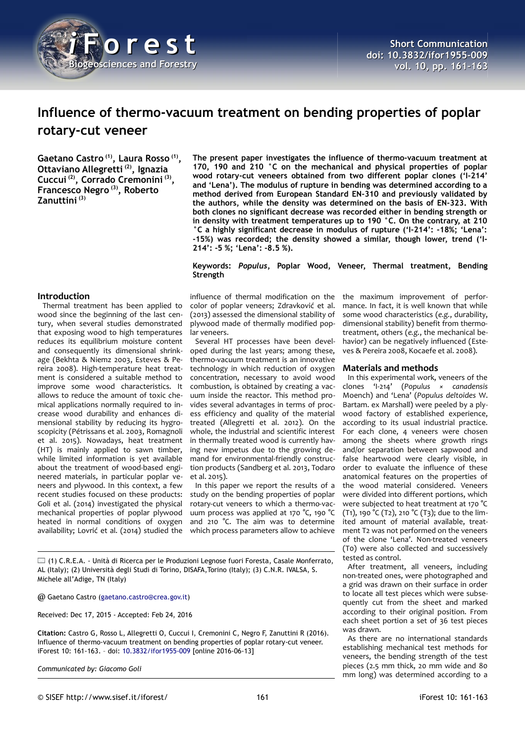# Influence of thermo-vacuum treatment on bending properties of poplar rotary-cut veneer

**Gaetano Castro [(1)], Laura Rosso [(1)], Ottaviano Allegretti [(2)], Ignazia Cuccui [(2)], Corrado Cremonini [(3)], Francesco Negro [(3)], Roberto Zanuttini [(3)]**

**The present paper investigates the influence of thermo-vacuum treatment at 170, 190 and 210 °C on the mechanical and physical properties of poplar wood rotary-cut veneers obtained from two different poplar clones ('I-214' and 'Lena'). The modulus of rupture in bending was determined according to a method derived from European Standard EN-310 and previously validated by the authors, while the density was determined on the basis of EN-323. With both clones no significant decrease was recorded either in bending strength or in density with treatment temperatures up to 190 °C. On the contrary, at 210 °C a highly significant decrease in modulus of rupture ('I-214': -18%; 'Lena': -15%) was recorded; the density showed a similar, though lower, trend ('I-214': -5 %; 'Lena': -8.5 %).**

**Keywords:** ***Populus*****, Poplar Wood, Veneer, Thermal treatment, Bending Strength**

## Introduction

Thermal treatment has been applied to wood since the beginning of the last century, when several studies demonstrated that exposing wood to high temperatures reduces its equilibrium moisture content and consequently its dimensional shrinkage (Bekhta & Niemz 2003, Esteves & Pereira 2008). High-temperature heat treatment is considered a suitable method to improve some wood characteristics. It allows to reduce the amount of toxic chemical applications normally required to increase wood durability and enhances dimensional stability by reducing its hygroscopicity (Pétrissans et al. 2003, Romagnoli et al. 2015). Nowadays, heat treatment (HT) is mainly applied to sawn timber, while limited information is yet available about the treatment of wood-based engineered materials, in particular poplar veneers and plywood. In this context, a few recent studies focused on these products: Goli et al. (2014) investigated the physical mechanical properties of poplar plywood heated in normal conditions of oxygen availability; Lovrić et al. (2014) studied the influence of thermal modification on the color of poplar veneers; Zdravković et al. (2013) assessed the dimensional stability of plywood made of thermally modified poplar veneers.

Several HT processes have been developed during the last years; among these, thermo-vacuum treatment is an innovative technology in which reduction of oxygen concentration, necessary to avoid wood combustion, is obtained by creating a vacuum inside the reactor. This method provides several advantages in terms of process efficiency and quality of the material treated (Allegretti et al. 2012). On the whole, the industrial and scientific interest in thermally treated wood is currently having new impetus due to the growing demand for environmental-friendly construction products (Sandberg et al. 2013, Todaro et al. 2015).

In this paper we report the results of a study on the bending properties of poplar rotary-cut veneers to which a thermo-vacuum process was applied at 170 °C, 190 °C and 210 °C. The aim was to determine which process parameters allow to achieve the maximum improvement of performance. In fact, it is well known that while some wood characteristics (*e.g.*, durability, dimensional stability) benefit from thermo-treatment, others (*e.g.*, the mechanical behavior) can be negatively influenced (Esteves & Pereira 2008, Kocaefe et al. 2008).

## Materials and methods

In this experimental work, veneers of the clones 'I-214' (*Populus* × *canadensis* Moench) and 'Lena' (*Populus deltoides* W. Bartam. ex Marshall) were peeled by a plywood factory of established experience, according to its usual industrial practice. For each clone, 4 veneers were chosen among the sheets where growth rings and/or separation between sapwood and false heartwood were clearly visible, in order to evaluate the influence of these anatomical features on the properties of the wood material considered. Veneers were divided into different portions, which were subjected to heat treatment at 170 °C (T1), 190 °C (T2), 210 °C (T3); due to the limited amount of material available, treatment T2 was not performed on the veneers of the clone 'Lena'. Non-treated veneers (T0) were also collected and successively tested as control.

After treatment, all veneers, including non-treated ones, were photographed and a grid was drawn on their surface in order to locate all test pieces which were subsequently cut from the sheet and marked according to their original position. From each sheet portion a set of 36 test pieces was drawn.

As there are no international standards establishing mechanical test methods for veneers, the bending strength of the test pieces (2.5 mm thick, 20 mm wide and 80 mm long) was determined according to a

---

(1) C.R.E.A. - Unità di Ricerca per le Produzioni Legnose fuori Foresta, Casale Monferrato, AL (Italy); (2) Università degli Studi di Torino, DISAFA,Torino (Italy); (3) C.N.R. IVALSA, S. Michele all'Adige, TN (Italy)

@ Gaetano Castro (gaetano.castro@crea.gov.it)

Received: Dec 17, 2015 - Accepted: Feb 24, 2016

**Citation:** Castro G, Rosso L, Allegretti O, Cuccui I, Cremonini C, Negro F, Zanuttini R (2016). Influence of thermo-vacuum treatment on bending properties of poplar rotary-cut veneer. iForest 10: 161-163. – doi: 10.3832/ifor1955-009 [online 2016-06-13]

*Communicated by: Giacomo Goli*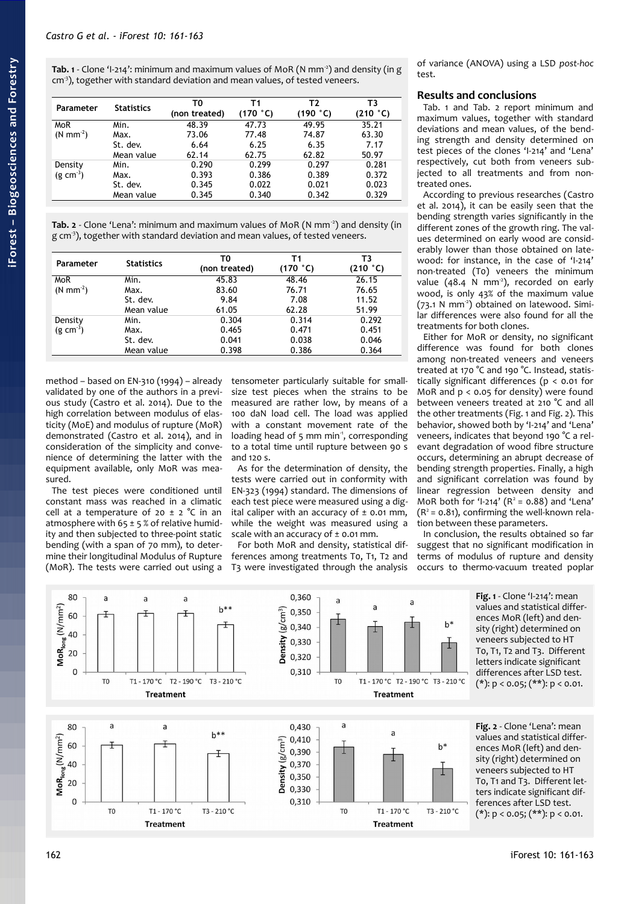**Tab. 1** - Clone 'I-214': minimum and maximum values of MoR (N mm$^{-2}$) and density (in g cm$^{-3}$), together with standard deviation and mean values, of tested veneers.

| Parameter | Statistics | T0 (non treated) | T1 (170 °C) | T2 (190 °C) | T3 (210 °C) |
|---|---|---|---|---|---|
| MoR (N mm$^{-2}$) | Min. | 48.39 | 47.73 | 49.95 | 35.21 |
| | Max. | 73.06 | 77.48 | 74.87 | 63.30 |
| | St. dev. | 6.64 | 6.25 | 6.35 | 7.17 |
| | Mean value | 62.14 | 62.75 | 62.82 | 50.97 |
| Density (g cm$^{-3}$) | Min. | 0.290 | 0.299 | 0.297 | 0.281 |
| | Max. | 0.393 | 0.386 | 0.389 | 0.372 |
| | St. dev. | 0.345 | 0.022 | 0.021 | 0.023 |
| | Mean value | 0.345 | 0.340 | 0.342 | 0.329 |

**Tab. 2** - Clone 'Lena': minimum and maximum values of MoR (N mm$^{-2}$) and density (in g cm$^{-3}$), together with standard deviation and mean values, of tested veneers.

| Parameter | Statistics | T0 (non treated) | T1 (170 °C) | T3 (210 °C) |
|---|---|---|---|---|
| MoR (N mm$^{-2}$) | Min. | 45.83 | 48.46 | 26.15 |
| | Max. | 83.60 | 76.71 | 76.65 |
| | St. dev. | 9.84 | 7.08 | 11.52 |
| | Mean value | 61.05 | 62.28 | 51.99 |
| Density (g cm$^{-3}$) | Min. | 0.304 | 0.314 | 0.292 |
| | Max. | 0.465 | 0.471 | 0.451 |
| | St. dev. | 0.041 | 0.038 | 0.046 |
| | Mean value | 0.398 | 0.386 | 0.364 |

method – based on EN-310 (1994) – already validated by one of the authors in a previous study (Castro et al. 2014). Due to the high correlation between modulus of elasticity (MoE) and modulus of rupture (MoR) demonstrated (Castro et al. 2014), and in consideration of the simplicity and convenience of determining the latter with the equipment available, only MoR was measured.

The test pieces were conditioned until constant mass was reached in a climatic cell at a temperature of 20 ± 2 °C in an atmosphere with 65 ± 5 % of relative humidity and then subjected to three-point static bending (with a span of 70 mm), to determine their longitudinal Modulus of Rupture (MoR). The tests were carried out using a tensometer particularly suitable for small-size test pieces when the strains to be measured are rather low, by means of a 100 daN load cell. The load was applied with a constant movement rate of the loading head of 5 mm min$^{-1}$, corresponding to a total time until rupture between 90 s and 120 s.

As for the determination of density, the tests were carried out in conformity with EN-323 (1994) standard. The dimensions of each test piece were measured using a digital caliper with an accuracy of ± 0.01 mm, while the weight was measured using a scale with an accuracy of ± 0.01 mm.

For both MoR and density, statistical differences among treatments T0, T1, T2 and T3 were investigated through the analysis of variance (ANOVA) using a LSD *post-hoc* test.

## Results and conclusions

Tab. 1 and Tab. 2 report minimum and maximum values, together with standard deviations and mean values, of the bending strength and density determined on test pieces of the clones 'I-214' and 'Lena' respectively, cut both from veneers subjected to all treatments and from non-treated ones.

According to previous researches (Castro et al. 2014), it can be easily seen that the bending strength varies significantly in the different zones of the growth ring. The values determined on early wood are considerably lower than those obtained on latewood: for instance, in the case of 'I-214' non-treated (T0) veneers the minimum value (48.4 N mm$^{-2}$), recorded on early wood, is only 43% of the maximum value (73.1 N mm$^{-2}$) obtained on latewood. Similar differences were also found for all the treatments for both clones.

Either for MoR or density, no significant difference was found for both clones among non-treated veneers and veneers treated at 170 °C and 190 °C. Instead, statistically significant differences ($p < 0.01$ for MoR and $p < 0.05$ for density) were found between veneers treated at 210 °C and all the other treatments (Fig. 1 and Fig. 2). This behavior, showed both by 'I-214' and 'Lena' veneers, indicates that beyond 190 °C a relevant degradation of wood fibre structure occurs, determining an abrupt decrease of bending strength properties. Finally, a high and significant correlation was found by linear regression between density and MoR both for 'I-214' ($R^2 = 0.88$) and 'Lena' ($R^2 = 0.81$), confirming the well-known relation between these parameters.

In conclusion, the results obtained so far suggest that no significant modification in terms of modulus of rupture and density occurs to thermo-vacuum treated poplar

**Fig. 1** - Clone 'I-214': mean values and statistical differences MoR (left) and density (right) determined on veneers subjected to HT T0, T1, T2 and T3. Different letters indicate significant differences after LSD test. (*): $p < 0.05$; (**): $p < 0.01$.

**Fig. 2** - Clone 'Lena': mean values and statistical differences MoR (left) and density (right) determined on veneers subjected to HT T0, T1 and T3. Different letters indicate significant differences after LSD test. (*): $p < 0.05$; (**): $p < 0.01$.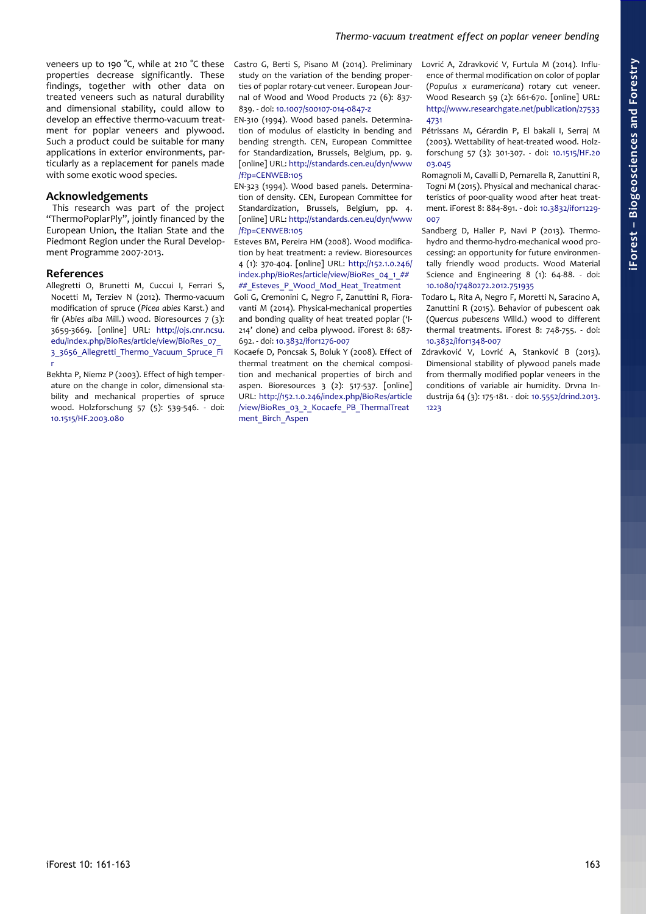veneers up to 190 °C, while at 210 °C these properties decrease significantly. These findings, together with other data on treated veneers such as natural durability and dimensional stability, could allow to develop an effective thermo-vacuum treatment for poplar veneers and plywood. Such a product could be suitable for many applications in exterior environments, particularly as a replacement for panels made with some exotic wood species.

## Acknowledgements

This research was part of the project "ThermoPoplarPly", jointly financed by the European Union, the Italian State and the Piedmont Region under the Rural Development Programme 2007-2013.

## References

Allegretti O, Brunetti M, Cuccui I, Ferrari S, Nocetti M, Terziev N (2012). Thermo-vacuum modification of spruce (*Picea abies* Karst.) and fir (*Abies alba* Mill.) wood. Bioresources 7 (3): 3659-3669. [online] URL: http://ojs.cnr.ncsu.edu/index.php/BioRes/article/view/BioRes_07_3_3656_Allegretti_Thermo_Vacuum_Spruce_Fir

Bekhta P, Niemz P (2003). Effect of high temperature on the change in color, dimensional stability and mechanical properties of spruce wood. Holzforschung 57 (5): 539-546. - doi: 10.1515/HF.2003.080

Castro G, Berti S, Pisano M (2014). Preliminary study on the variation of the bending properties of poplar rotary-cut veneer. European Journal of Wood and Wood Products 72 (6): 837-839. - doi: 10.1007/s00107-014-0847-z

EN-310 (1994). Wood based panels. Determination of modulus of elasticity in bending and bending strength. CEN, European Committee for Standardization, Brussels, Belgium, pp. 9. [online] URL: http://standards.cen.eu/dyn/www/f?p=CENWEB:105

EN-323 (1994). Wood based panels. Determination of density. CEN, European Committee for Standardization, Brussels, Belgium, pp. 4. [online] URL: http://standards.cen.eu/dyn/www/f?p=CENWEB:105

Esteves BM, Pereira HM (2008). Wood modification by heat treatment: a review. Bioresources 4 (1): 370-404. [online] URL: http://152.1.0.246/index.php/BioRes/article/view/BioRes_04_1_####_Esteves_P_Wood_Mod_Heat_Treatment

Goli G, Cremonini C, Negro F, Zanuttini R, Fioravanti M (2014). Physical-mechanical properties and bonding quality of heat treated poplar ('I-214' clone) and ceiba plywood. iForest 8: 687-692. - doi: 10.3832/ifor1276-007

Kocaefe D, Poncsak S, Boluk Y (2008). Effect of thermal treatment on the chemical composition and mechanical properties of birch and aspen. Bioresources 3 (2): 517-537. [online] URL: http://152.1.0.246/index.php/BioRes/article/view/BioRes_03_2_Kocaefe_PB_ThermalTreatment_Birch_Aspen

Lovrić A, Zdravković V, Furtula M (2014). Influence of thermal modification on color of poplar (*Populus x euramericana*) rotary cut veneer. Wood Research 59 (2): 661-670. [online] URL: http://www.researchgate.net/publication/275334731

Pétrissans M, Gérardin P, El bakali I, Serraj M (2003). Wettability of heat-treated wood. Holzforschung 57 (3): 301-307. - doi: 10.1515/HF.2003.045

Romagnoli M, Cavalli D, Pernarella R, Zanuttini R, Togni M (2015). Physical and mechanical characteristics of poor-quality wood after heat treatment. iForest 8: 884-891. - doi: 10.3832/ifor1229-007

Sandberg D, Haller P, Navi P (2013). Thermo-hydro and thermo-hydro-mechanical wood processing: an opportunity for future environmentally friendly wood products. Wood Material Science and Engineering 8 (1): 64-88. - doi: 10.1080/17480272.2012.751935

Todaro L, Rita A, Negro F, Moretti N, Saracino A, Zanuttini R (2015). Behavior of pubescent oak (*Quercus pubescens* Willd.) wood to different thermal treatments. iForest 8: 748-755. - doi: 10.3832/ifor1348-007

Zdravković V, Lovrić A, Stanković B (2013). Dimensional stability of plywood panels made from thermally modified poplar veneers in the conditions of variable air humidity. Drvna Industrija 64 (3): 175-181. - doi: 10.5552/drind.2013.1223